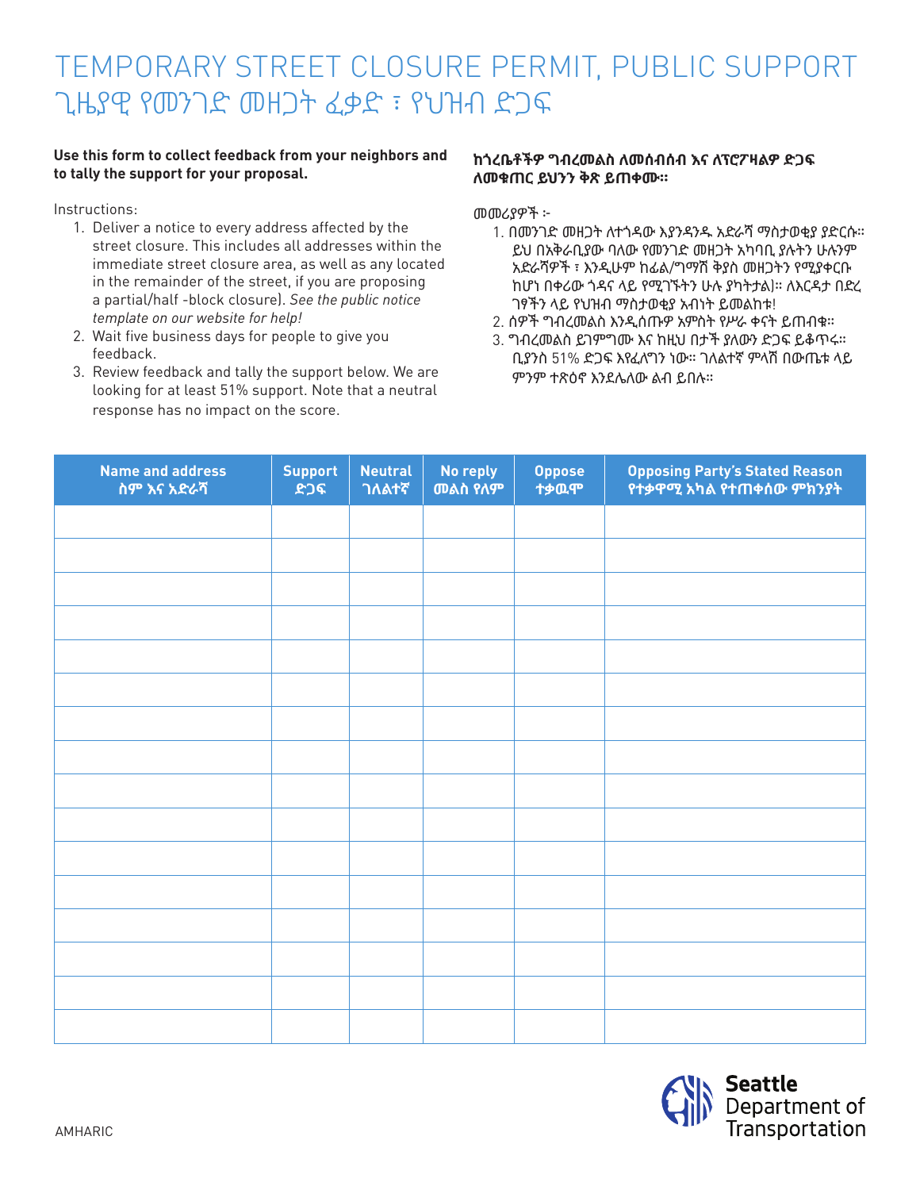# TEMPORARY STREET CLOSURE PERMIT, PUBLIC SUPPORT
# ጊዜያዊ የመንገድ መዘጋት ፈቃድ ፣ የህዝብ ድጋፍ

**Use this form to collect feedback from your neighbors and to tally the support for your proposal.**

Instructions:

1. Deliver a notice to every address affected by the street closure. This includes all addresses within the immediate street closure area, as well as any located in the remainder of the street, if you are proposing a partial/half -block closure). *See the public notice template on our website for help!*
2. Wait five business days for people to give you feedback.
3. Review feedback and tally the support below. We are looking for at least 51% support. Note that a neutral response has no impact on the score.

**ከጎረቤቶችዎ ግብረመልስ ለመሰብሰብ እና ለፕሮፖዛልዎ ድጋፍ ለመቁጠር ይህንን ቅጽ ይጠቀሙ።**

መመሪያዎች ፦

1. በመንገድ መዘጋት ለተጎዳው እያንዳንዱ አድራሻ ማስታወቂያ ያድርሱ። ይህ በአቅራቢያው ባለው የመንገድ መዘጋት አካባቢ ያሉትን ሁሉንም አድራሻዎች ፣ እንዲሁም ከፊል/ግማሽ ቅያስ መዘጋትን የሚያቀርቡ ከሆነ በቀሪው ጎዳና ላይ የሚገኙትን ሁሉ ያካትታል)። ለእርዳታ በድረ ገፃችን ላይ የህዝብ ማስታወቂያ አብነት ይመልከቱ!
2. ሰዎች ግብረመልስ እንዲሰጡዎ አምስት የሥራ ቀናት ይጠብቁ።
3. ግብረመልስ ይገምግሙ እና ከዚህ በታች ያለውን ድጋፍ ይቆጥሩ። ቢያንስ 51% ድጋፍ እየፈለግን ነው። ገለልተኛ ምላሽ በውጤቱ ላይ ምንም ተጽዕኖ እንደሌለው ልብ ይበሉ።

| Name and address<br>ስም እና አድራሻ | Support<br>ድጋፍ | Neutral<br>ገለልተኛ | No reply<br>መልስ የለም | Oppose<br>ተቃዉሞ | Opposing Party's Stated Reason<br>የተቃዋሚ አካል የተጠቀሰው ምክንያት |
|---|---|---|---|---|---|
| | | | | | |
| | | | | | |
| | | | | | |
| | | | | | |
| | | | | | |
| | | | | | |
| | | | | | |
| | | | | | |
| | | | | | |
| | | | | | |
| | | | | | |
| | | | | | |
| | | | | | |
| | | | | | |
| | | | | | |
| | | | | | |

AMHARIC

Seattle Department of Transportation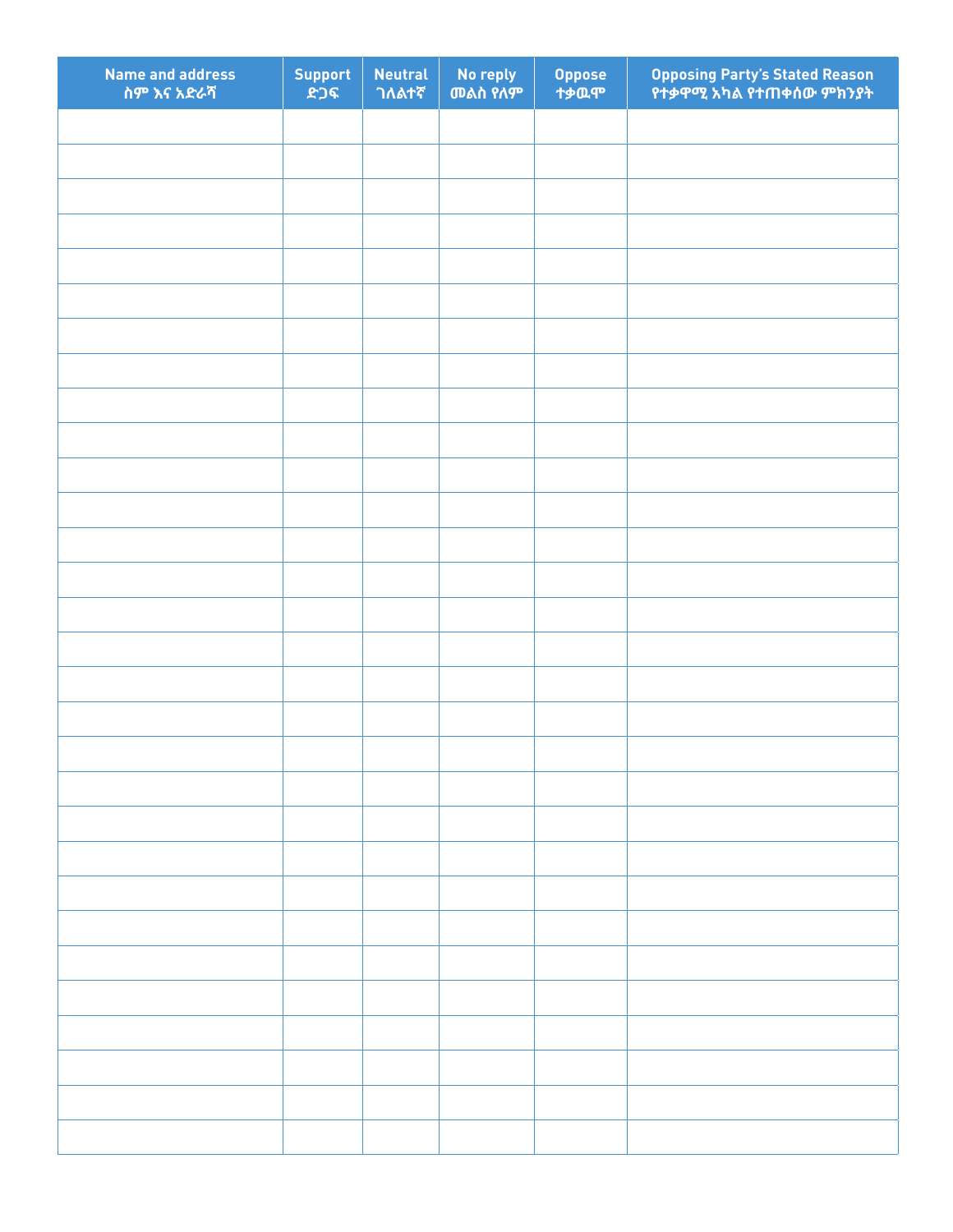| Name and address<br>ስም እና አድራሻ | Support<br>ድጋፍ | Neutral<br>ገለልተኛ | No reply<br>መልስ የለም | Oppose<br>ተቃዉሞ | Opposing Party's Stated Reason<br>የተቃዋሚ አካል የተጠቀሰው ምክንያት |
|---|---|---|---|---|---|
| | | | | | |
| | | | | | |
| | | | | | |
| | | | | | |
| | | | | | |
| | | | | | |
| | | | | | |
| | | | | | |
| | | | | | |
| | | | | | |
| | | | | | |
| | | | | | |
| | | | | | |
| | | | | | |
| | | | | | |
| | | | | | |
| | | | | | |
| | | | | | |
| | | | | | |
| | | | | | |
| | | | | | |
| | | | | | |
| | | | | | |
| | | | | | |
| | | | | | |
| | | | | | |
| | | | | | |
| | | | | | |
| | | | | | |
| | | | | | |